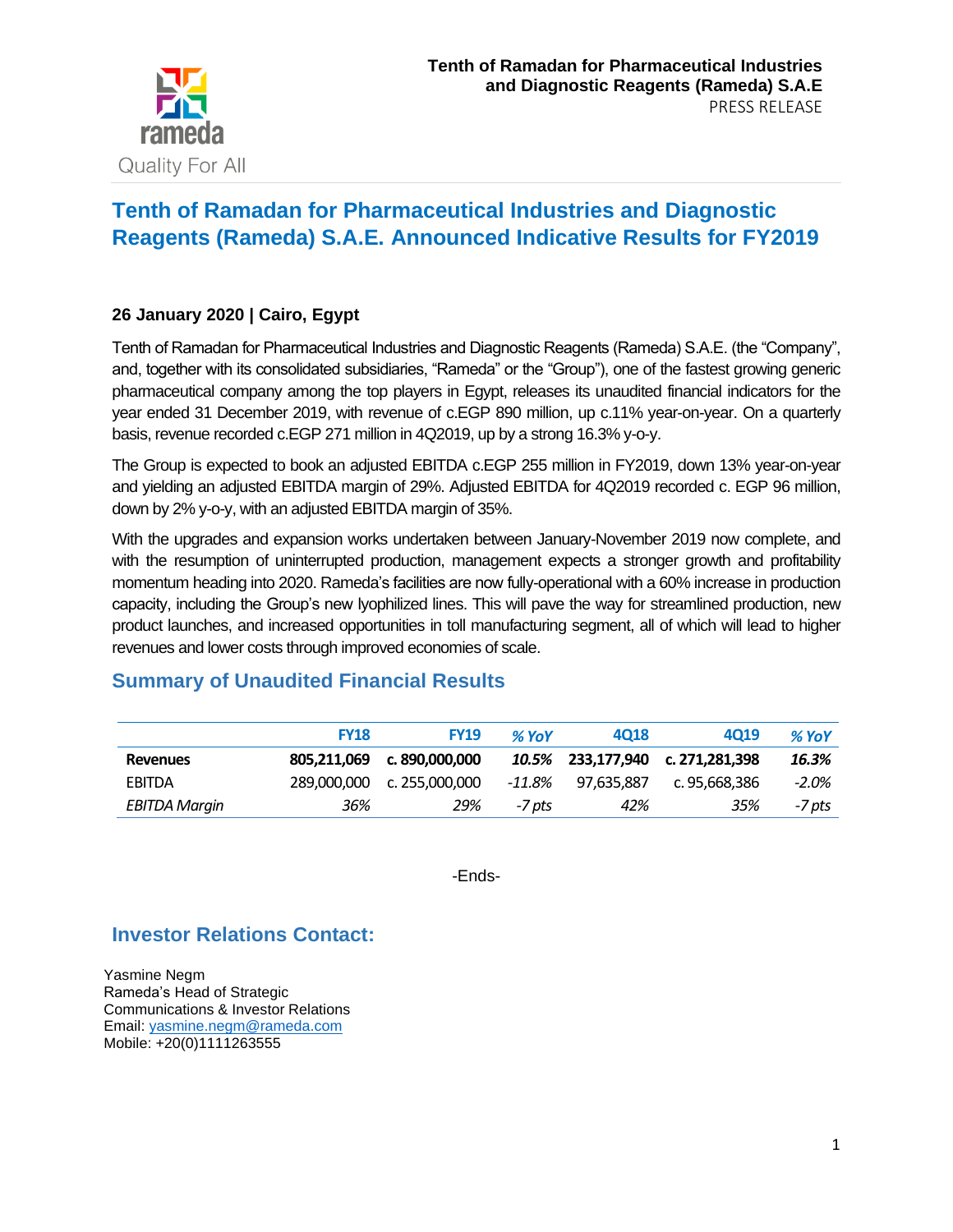Tenth of Ramadan for Pharmaceutical Industries and Diagnostic Reagents (Rameda) S.A.E
PRESS RELEASE

rameda
Quality For All

# Tenth of Ramadan for Pharmaceutical Industries and Diagnostic Reagents (Rameda) S.A.E. Announced Indicative Results for FY2019

**26 January 2020 | Cairo, Egypt**

Tenth of Ramadan for Pharmaceutical Industries and Diagnostic Reagents (Rameda) S.A.E. (the "Company", and, together with its consolidated subsidiaries, "Rameda" or the "Group"), one of the fastest growing generic pharmaceutical company among the top players in Egypt, releases its unaudited financial indicators for the year ended 31 December 2019, with revenue of c.EGP 890 million, up c.11% year-on-year. On a quarterly basis, revenue recorded c.EGP 271 million in 4Q2019, up by a strong 16.3% y-o-y.

The Group is expected to book an adjusted EBITDA c.EGP 255 million in FY2019, down 13% year-on-year and yielding an adjusted EBITDA margin of 29%. Adjusted EBITDA for 4Q2019 recorded c. EGP 96 million, down by 2% y-o-y, with an adjusted EBITDA margin of 35%.

With the upgrades and expansion works undertaken between January-November 2019 now complete, and with the resumption of uninterrupted production, management expects a stronger growth and profitability momentum heading into 2020. Rameda's facilities are now fully-operational with a 60% increase in production capacity, including the Group's new lyophilized lines. This will pave the way for streamlined production, new product launches, and increased opportunities in toll manufacturing segment, all of which will lead to higher revenues and lower costs through improved economies of scale.

## Summary of Unaudited Financial Results

| | FY18 | FY19 | *% YoY* | 4Q18 | 4Q19 | *% YoY* |
|---|---|---|---|---|---|---|
| **Revenues** | **805,211,069** | **c. 890,000,000** | ***10.5%*** | **233,177,940** | **c. 271,281,398** | ***16.3%*** |
| EBITDA | 289,000,000 | c. 255,000,000 | *-11.8%* | 97,635,887 | c. 95,668,386 | *-2.0%* |
| *EBITDA Margin* | *36%* | *29%* | *-7 pts* | *42%* | *35%* | *-7 pts* |

-Ends-

## Investor Relations Contact:

Yasmine Negm
Rameda's Head of Strategic
Communications & Investor Relations
Email: yasmine.negm@rameda.com
Mobile: +20(0)1111263555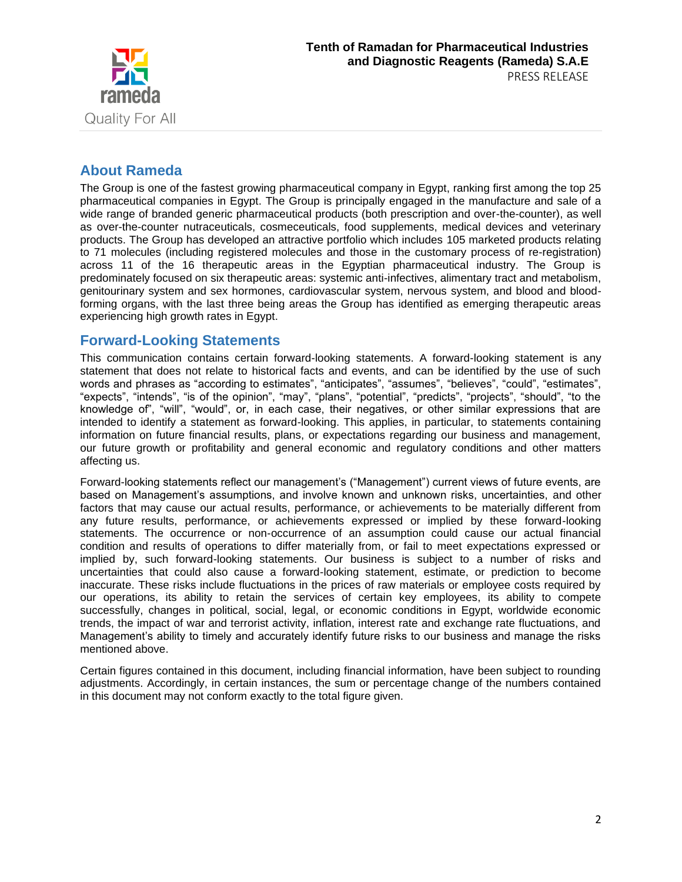## About Rameda

The Group is one of the fastest growing pharmaceutical company in Egypt, ranking first among the top 25 pharmaceutical companies in Egypt. The Group is principally engaged in the manufacture and sale of a wide range of branded generic pharmaceutical products (both prescription and over-the-counter), as well as over-the-counter nutraceuticals, cosmeceuticals, food supplements, medical devices and veterinary products. The Group has developed an attractive portfolio which includes 105 marketed products relating to 71 molecules (including registered molecules and those in the customary process of re-registration) across 11 of the 16 therapeutic areas in the Egyptian pharmaceutical industry. The Group is predominately focused on six therapeutic areas: systemic anti-infectives, alimentary tract and metabolism, genitourinary system and sex hormones, cardiovascular system, nervous system, and blood and blood-forming organs, with the last three being areas the Group has identified as emerging therapeutic areas experiencing high growth rates in Egypt.

## Forward-Looking Statements

This communication contains certain forward-looking statements. A forward-looking statement is any statement that does not relate to historical facts and events, and can be identified by the use of such words and phrases as "according to estimates", "anticipates", "assumes", "believes", "could", "estimates", "expects", "intends", "is of the opinion", "may", "plans", "potential", "predicts", "projects", "should", "to the knowledge of", "will", "would", or, in each case, their negatives, or other similar expressions that are intended to identify a statement as forward-looking. This applies, in particular, to statements containing information on future financial results, plans, or expectations regarding our business and management, our future growth or profitability and general economic and regulatory conditions and other matters affecting us.

Forward-looking statements reflect our management's ("Management") current views of future events, are based on Management's assumptions, and involve known and unknown risks, uncertainties, and other factors that may cause our actual results, performance, or achievements to be materially different from any future results, performance, or achievements expressed or implied by these forward-looking statements. The occurrence or non-occurrence of an assumption could cause our actual financial condition and results of operations to differ materially from, or fail to meet expectations expressed or implied by, such forward-looking statements. Our business is subject to a number of risks and uncertainties that could also cause a forward-looking statement, estimate, or prediction to become inaccurate. These risks include fluctuations in the prices of raw materials or employee costs required by our operations, its ability to retain the services of certain key employees, its ability to compete successfully, changes in political, social, legal, or economic conditions in Egypt, worldwide economic trends, the impact of war and terrorist activity, inflation, interest rate and exchange rate fluctuations, and Management's ability to timely and accurately identify future risks to our business and manage the risks mentioned above.

Certain figures contained in this document, including financial information, have been subject to rounding adjustments. Accordingly, in certain instances, the sum or percentage change of the numbers contained in this document may not conform exactly to the total figure given.